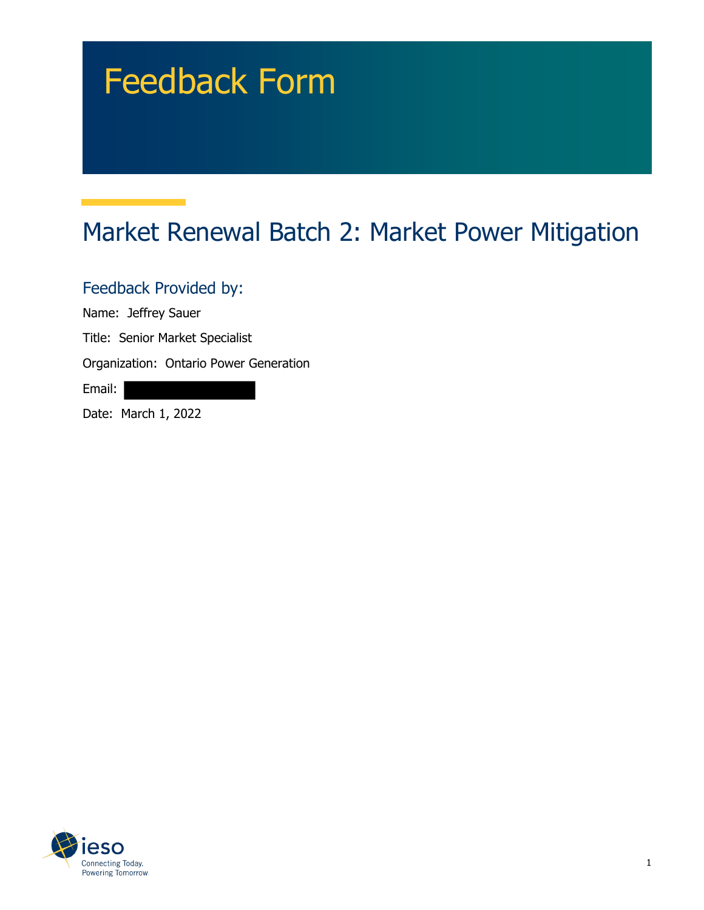# Feedback Form

## Market Renewal Batch 2: Market Power Mitigation

### Feedback Provided by:

Name: Jeffrey Sauer

Title: Senior Market Specialist

Organization: Ontario Power Generation

Email:

Date: March 1, 2022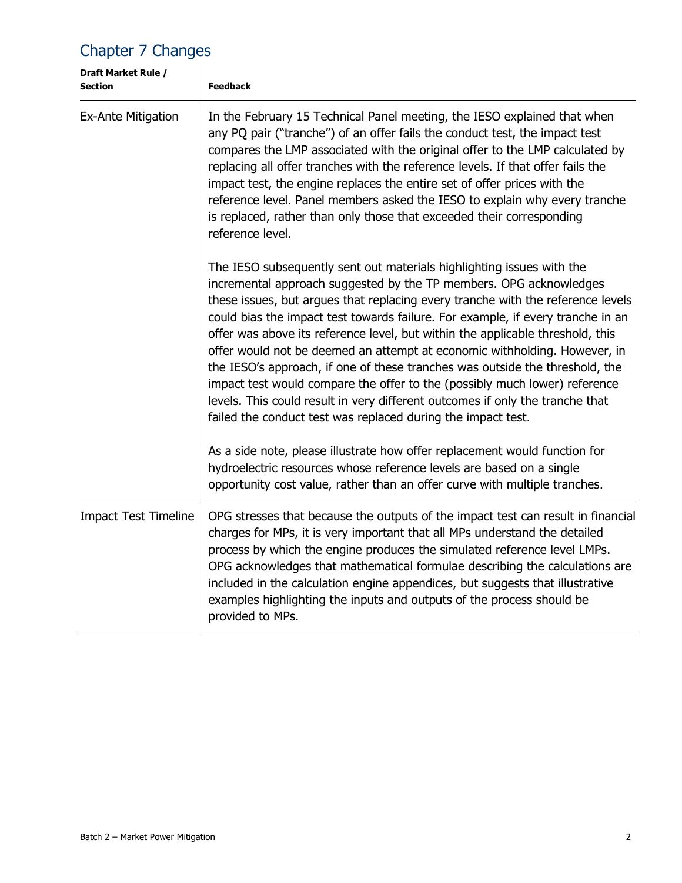## Chapter 7 Changes

| Draft Market Rule / Section | Feedback |
| --- | --- |
| Ex-Ante Mitigation | In the February 15 Technical Panel meeting, the IESO explained that when any PQ pair ("tranche") of an offer fails the conduct test, the impact test compares the LMP associated with the original offer to the LMP calculated by replacing all offer tranches with the reference levels. If that offer fails the impact test, the engine replaces the entire set of offer prices with the reference level. Panel members asked the IESO to explain why every tranche is replaced, rather than only those that exceeded their corresponding reference level.<br><br>The IESO subsequently sent out materials highlighting issues with the incremental approach suggested by the TP members. OPG acknowledges these issues, but argues that replacing every tranche with the reference levels could bias the impact test towards failure. For example, if every tranche in an offer was above its reference level, but within the applicable threshold, this offer would not be deemed an attempt at economic withholding. However, in the IESO's approach, if one of these tranches was outside the threshold, the impact test would compare the offer to the (possibly much lower) reference levels. This could result in very different outcomes if only the tranche that failed the conduct test was replaced during the impact test.<br><br>As a side note, please illustrate how offer replacement would function for hydroelectric resources whose reference levels are based on a single opportunity cost value, rather than an offer curve with multiple tranches. |
| Impact Test Timeline | OPG stresses that because the outputs of the impact test can result in financial charges for MPs, it is very important that all MPs understand the detailed process by which the engine produces the simulated reference level LMPs. OPG acknowledges that mathematical formulae describing the calculations are included in the calculation engine appendices, but suggests that illustrative examples highlighting the inputs and outputs of the process should be provided to MPs. |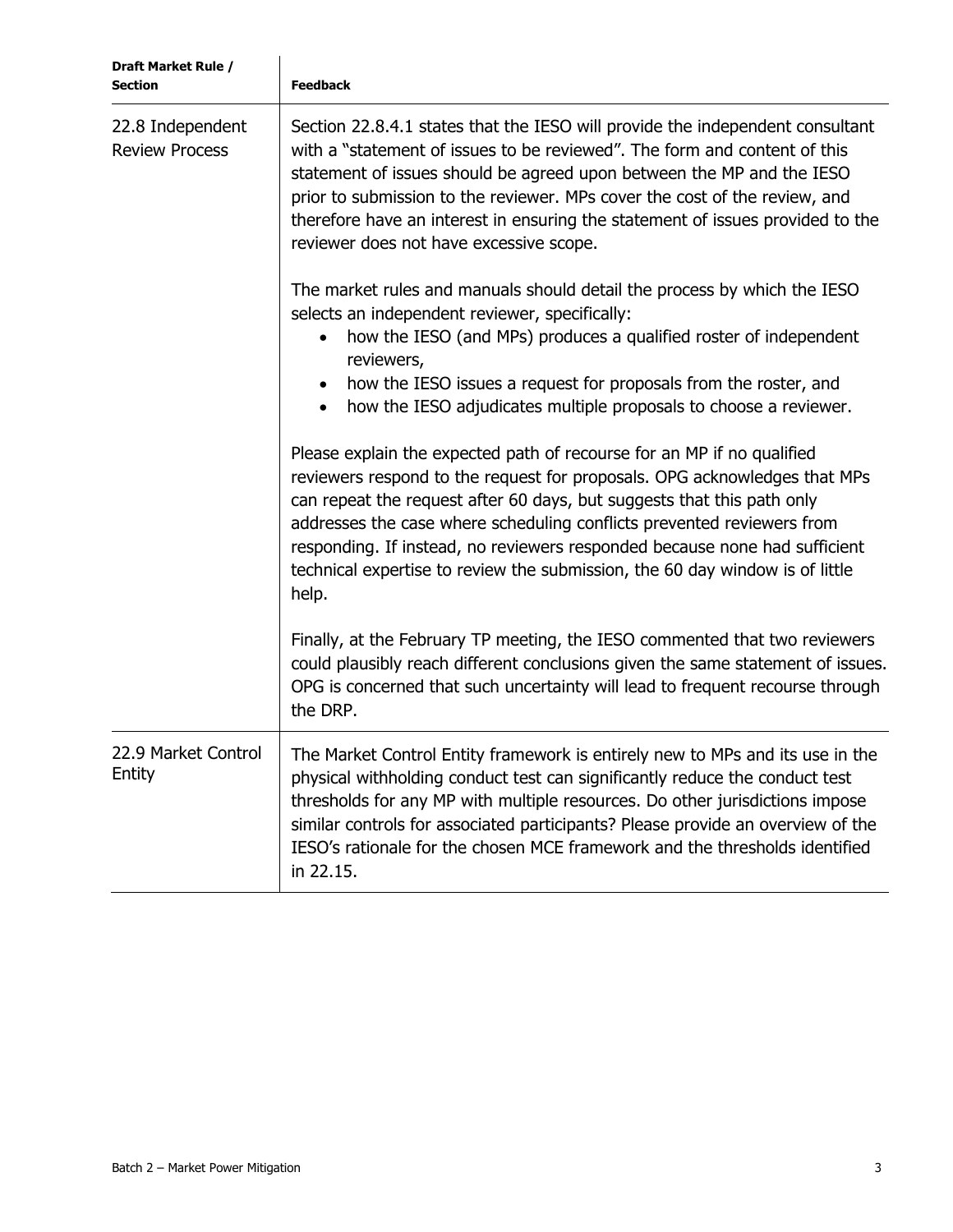| Draft Market Rule / Section | Feedback |
|---|---|
| 22.8 Independent Review Process | Section 22.8.4.1 states that the IESO will provide the independent consultant with a "statement of issues to be reviewed". The form and content of this statement of issues should be agreed upon between the MP and the IESO prior to submission to the reviewer. MPs cover the cost of the review, and therefore have an interest in ensuring the statement of issues provided to the reviewer does not have excessive scope.<br><br>The market rules and manuals should detail the process by which the IESO selects an independent reviewer, specifically:<br>• how the IESO (and MPs) produces a qualified roster of independent reviewers,<br>• how the IESO issues a request for proposals from the roster, and<br>• how the IESO adjudicates multiple proposals to choose a reviewer.<br><br>Please explain the expected path of recourse for an MP if no qualified reviewers respond to the request for proposals. OPG acknowledges that MPs can repeat the request after 60 days, but suggests that this path only addresses the case where scheduling conflicts prevented reviewers from responding. If instead, no reviewers responded because none had sufficient technical expertise to review the submission, the 60 day window is of little help.<br><br>Finally, at the February TP meeting, the IESO commented that two reviewers could plausibly reach different conclusions given the same statement of issues. OPG is concerned that such uncertainty will lead to frequent recourse through the DRP. |
| 22.9 Market Control Entity | The Market Control Entity framework is entirely new to MPs and its use in the physical withholding conduct test can significantly reduce the conduct test thresholds for any MP with multiple resources. Do other jurisdictions impose similar controls for associated participants? Please provide an overview of the IESO's rationale for the chosen MCE framework and the thresholds identified in 22.15. |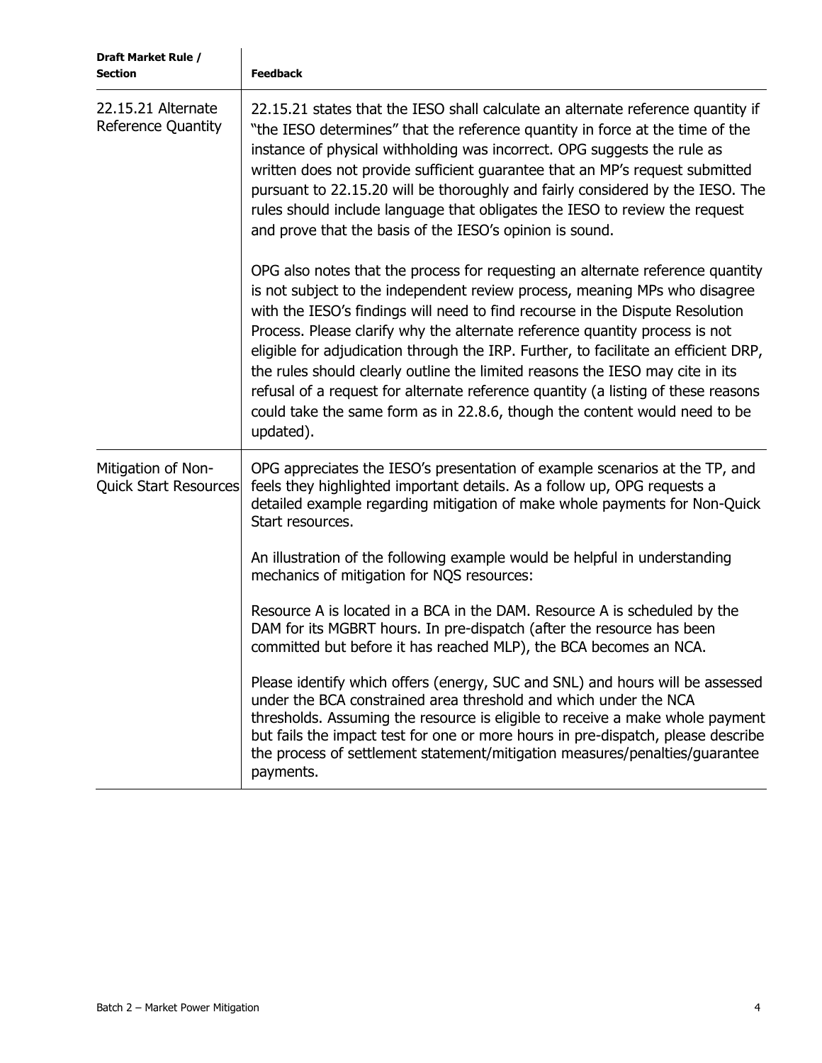| Draft Market Rule / Section | Feedback |
| --- | --- |
| 22.15.21 Alternate Reference Quantity | 22.15.21 states that the IESO shall calculate an alternate reference quantity if "the IESO determines" that the reference quantity in force at the time of the instance of physical withholding was incorrect. OPG suggests the rule as written does not provide sufficient guarantee that an MP's request submitted pursuant to 22.15.20 will be thoroughly and fairly considered by the IESO. The rules should include language that obligates the IESO to review the request and prove that the basis of the IESO's opinion is sound.<br><br>OPG also notes that the process for requesting an alternate reference quantity is not subject to the independent review process, meaning MPs who disagree with the IESO's findings will need to find recourse in the Dispute Resolution Process. Please clarify why the alternate reference quantity process is not eligible for adjudication through the IRP. Further, to facilitate an efficient DRP, the rules should clearly outline the limited reasons the IESO may cite in its refusal of a request for alternate reference quantity (a listing of these reasons could take the same form as in 22.8.6, though the content would need to be updated). |
| Mitigation of Non-Quick Start Resources | OPG appreciates the IESO's presentation of example scenarios at the TP, and feels they highlighted important details. As a follow up, OPG requests a detailed example regarding mitigation of make whole payments for Non-Quick Start resources.<br><br>An illustration of the following example would be helpful in understanding mechanics of mitigation for NQS resources:<br><br>Resource A is located in a BCA in the DAM. Resource A is scheduled by the DAM for its MGBRT hours. In pre-dispatch (after the resource has been committed but before it has reached MLP), the BCA becomes an NCA.<br><br>Please identify which offers (energy, SUC and SNL) and hours will be assessed under the BCA constrained area threshold and which under the NCA thresholds. Assuming the resource is eligible to receive a make whole payment but fails the impact test for one or more hours in pre-dispatch, please describe the process of settlement statement/mitigation measures/penalties/guarantee payments. |